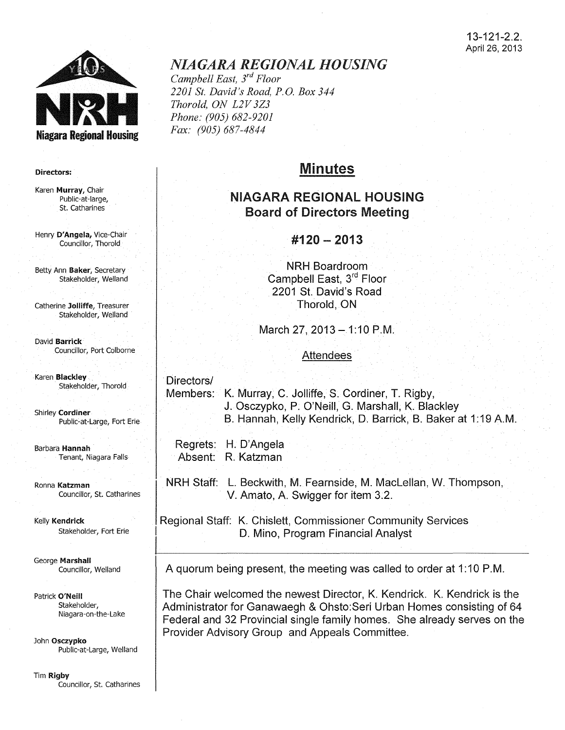13-121-2.2.
April 26, 2013

# *NIAGARA REGIONAL HOUSING*

*Campbell East, 3rd Floor*
*2201 St. David's Road, P.O. Box 344*
*Thorold, ON L2V 3Z3*
*Phone: (905) 682-9201*
*Fax: (905) 687-4844*

Niagara Regional Housing

**Directors:**

Karen **Murray**, Chair
Public-at-large, St. Catharines

Henry **D'Angela**, Vice-Chair
Councillor, Thorold

Betty Ann **Baker**, Secretary
Stakeholder, Welland

Catherine **Jolliffe**, Treasurer
Stakeholder, Welland

David **Barrick**
Councillor, Port Colborne

Karen **Blackley**
Stakeholder, Thorold

Shirley **Cordiner**
Public-at-Large, Fort Erie

Barbara **Hannah**
Tenant, Niagara Falls

Ronna **Katzman**
Councillor, St. Catharines

Kelly **Kendrick**
Stakeholder, Fort Erie

George **Marshall**
Councillor, Welland

Patrick **O'Neill**
Stakeholder, Niagara-on-the-Lake

John **Osczypko**
Public-at-Large, Welland

Tim **Rigby**
Councillor, St. Catharines

## Minutes

### NIAGARA REGIONAL HOUSING
### Board of Directors Meeting

### #120 – 2013

NRH Boardroom
Campbell East, 3rd Floor
2201 St. David's Road
Thorold, ON

March 27, 2013 – 1:10 P.M.

Attendees

Directors/
Members: K. Murray, C. Jolliffe, S. Cordiner, T. Rigby, J. Osczypko, P. O'Neill, G. Marshall, K. Blackley B. Hannah, Kelly Kendrick, D. Barrick, B. Baker at 1:19 A.M.

Regrets: H. D'Angela
Absent: R. Katzman

NRH Staff: L. Beckwith, M. Fearnside, M. MacLellan, W. Thompson, V. Amato, A. Swigger for item 3.2.

Regional Staff: K. Chislett, Commissioner Community Services
D. Mino, Program Financial Analyst

A quorum being present, the meeting was called to order at 1:10 P.M.

The Chair welcomed the newest Director, K. Kendrick. K. Kendrick is the Administrator for Ganawaegh & Ohsto:Seri Urban Homes consisting of 64 Federal and 32 Provincial single family homes. She already serves on the Provider Advisory Group and Appeals Committee.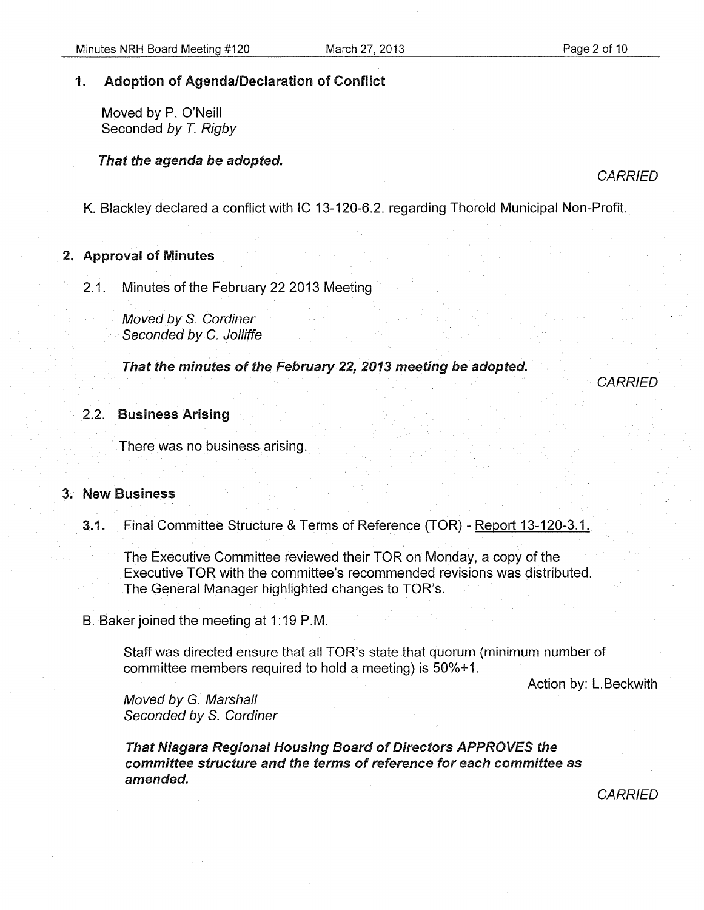## 1. Adoption of Agenda/Declaration of Conflict

Moved by P. O'Neill
Seconded *by T. Rigby*

***That the agenda be adopted.***

*CARRIED*

K. Blackley declared a conflict with IC 13-120-6.2. regarding Thorold Municipal Non-Profit.

## 2. Approval of Minutes

2.1. Minutes of the February 22 2013 Meeting

*Moved by S. Cordiner*
*Seconded by C. Jolliffe*

***That the minutes of the February 22, 2013 meeting be adopted.***

*CARRIED*

### 2.2. Business Arising

There was no business arising.

## 3. New Business

**3.1.** Final Committee Structure & Terms of Reference (TOR) - Report 13-120-3.1.

The Executive Committee reviewed their TOR on Monday, a copy of the Executive TOR with the committee's recommended revisions was distributed. The General Manager highlighted changes to TOR's.

B. Baker joined the meeting at 1:19 P.M.

Staff was directed ensure that all TOR's state that quorum (minimum number of committee members required to hold a meeting) is 50%+1.

Action by: L.Beckwith

*Moved by G. Marshall*
*Seconded by S. Cordiner*

***That Niagara Regional Housing Board of Directors APPROVES the committee structure and the terms of reference for each committee as amended.***

*CARRIED*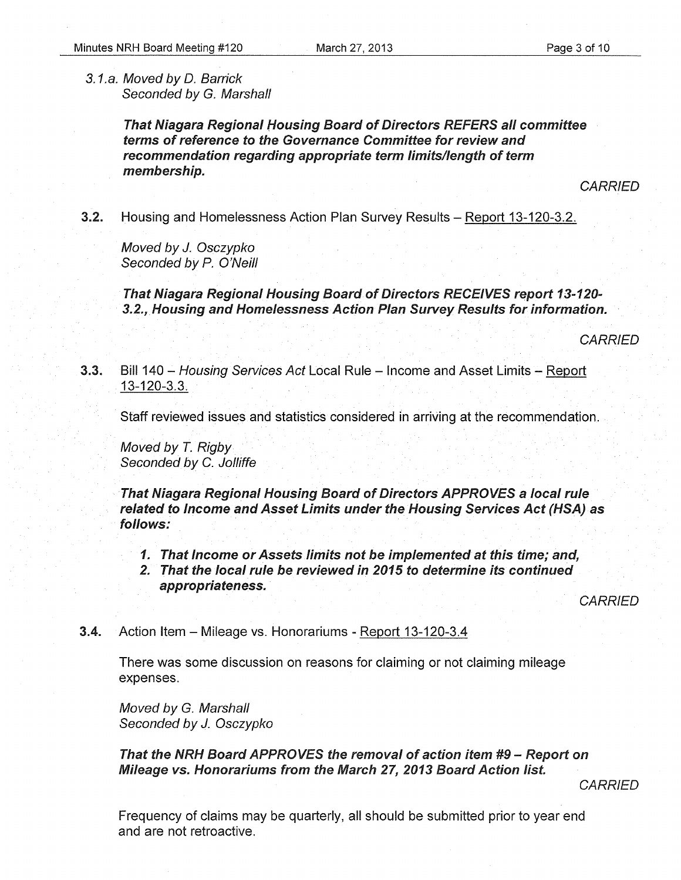*3.1.a. Moved by D. Barrick*
*Seconded by G. Marshall*

***That Niagara Regional Housing Board of Directors REFERS all committee terms of reference to the Governance Committee for review and recommendation regarding appropriate term limits/length of term membership.***

*CARRIED*

**3.2.** Housing and Homelessness Action Plan Survey Results – Report 13-120-3.2.

*Moved by J. Osczypko*
*Seconded by P. O'Neill*

***That Niagara Regional Housing Board of Directors RECEIVES report 13-120-3.2., Housing and Homelessness Action Plan Survey Results for information.***

*CARRIED*

**3.3.** Bill 140 – *Housing Services Act* Local Rule – Income and Asset Limits – Report 13-120-3.3.

Staff reviewed issues and statistics considered in arriving at the recommendation.

*Moved by T. Rigby*
*Seconded by C. Jolliffe*

***That Niagara Regional Housing Board of Directors APPROVES a local rule related to Income and Asset Limits under the Housing Services Act (HSA) as follows:***

1. ***That Income or Assets limits not be implemented at this time; and,***
2. ***That the local rule be reviewed in 2015 to determine its continued appropriateness.***

*CARRIED*

**3.4.** Action Item – Mileage vs. Honorariums - Report 13-120-3.4

There was some discussion on reasons for claiming or not claiming mileage expenses.

*Moved by G. Marshall*
*Seconded by J. Osczypko*

***That the NRH Board APPROVES the removal of action item #9 – Report on Mileage vs. Honorariums from the March 27, 2013 Board Action list.***

*CARRIED*

Frequency of claims may be quarterly, all should be submitted prior to year end and are not retroactive.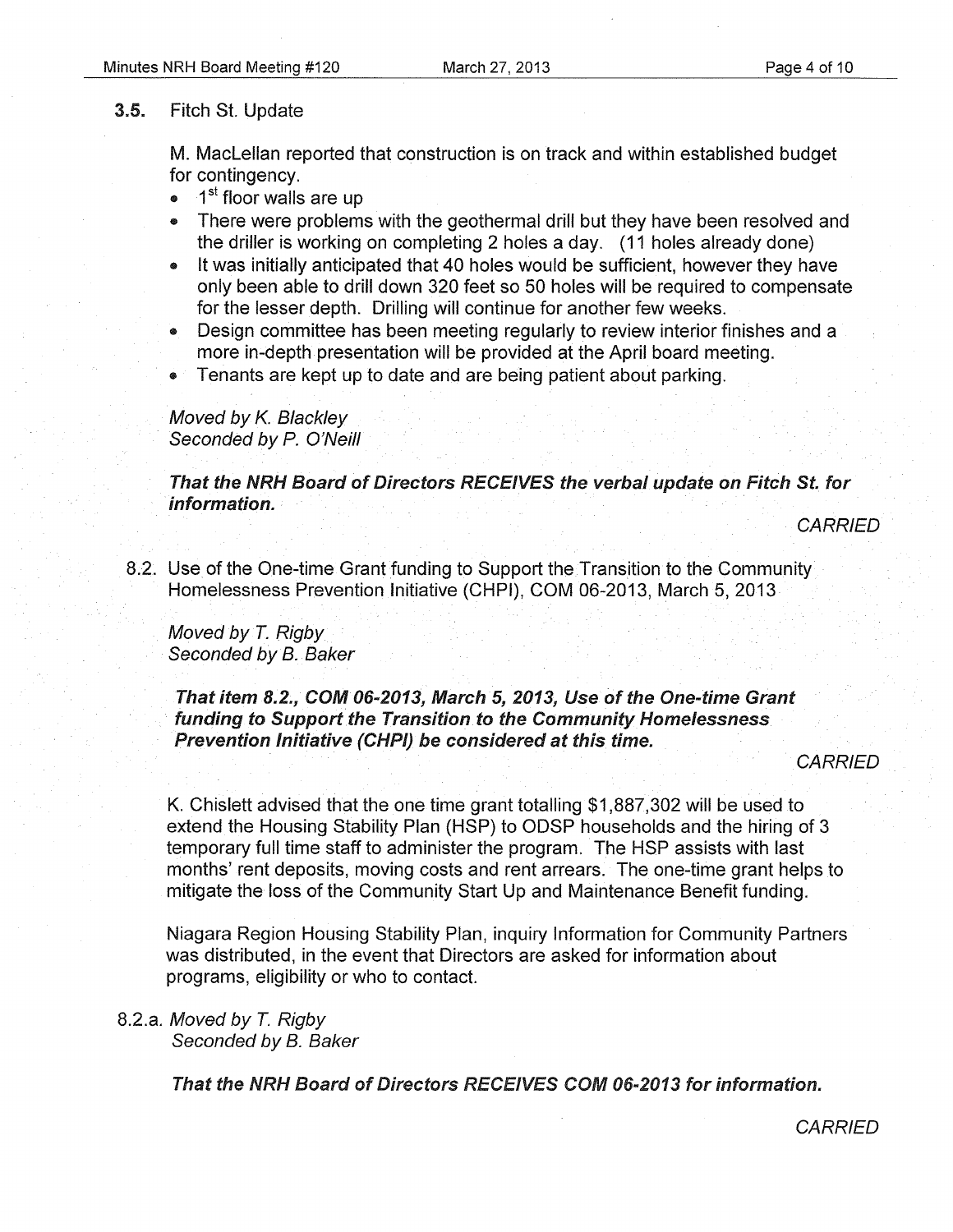### 3.5. Fitch St. Update

M. MacLellan reported that construction is on track and within established budget for contingency.

- 1st floor walls are up
- There were problems with the geothermal drill but they have been resolved and the driller is working on completing 2 holes a day. (11 holes already done)
- It was initially anticipated that 40 holes would be sufficient, however they have only been able to drill down 320 feet so 50 holes will be required to compensate for the lesser depth. Drilling will continue for another few weeks.
- Design committee has been meeting regularly to review interior finishes and a more in-depth presentation will be provided at the April board meeting.
- Tenants are kept up to date and are being patient about parking.

*Moved by K. Blackley*
*Seconded by P. O'Neill*

***That the NRH Board of Directors RECEIVES the verbal update on Fitch St. for information.***

*CARRIED*

8.2. Use of the One-time Grant funding to Support the Transition to the Community Homelessness Prevention Initiative (CHPI), COM 06-2013, March 5, 2013

*Moved by T. Rigby*
*Seconded by B. Baker*

***That item 8.2., COM 06-2013, March 5, 2013, Use of the One-time Grant funding to Support the Transition to the Community Homelessness Prevention Initiative (CHPI) be considered at this time.***

*CARRIED*

K. Chislett advised that the one time grant totalling $1,887,302 will be used to extend the Housing Stability Plan (HSP) to ODSP households and the hiring of 3 temporary full time staff to administer the program. The HSP assists with last months' rent deposits, moving costs and rent arrears. The one-time grant helps to mitigate the loss of the Community Start Up and Maintenance Benefit funding.

Niagara Region Housing Stability Plan, inquiry Information for Community Partners was distributed, in the event that Directors are asked for information about programs, eligibility or who to contact.

8.2.a. *Moved by T. Rigby*
*Seconded by B. Baker*

***That the NRH Board of Directors RECEIVES COM 06-2013 for information.***

*CARRIED*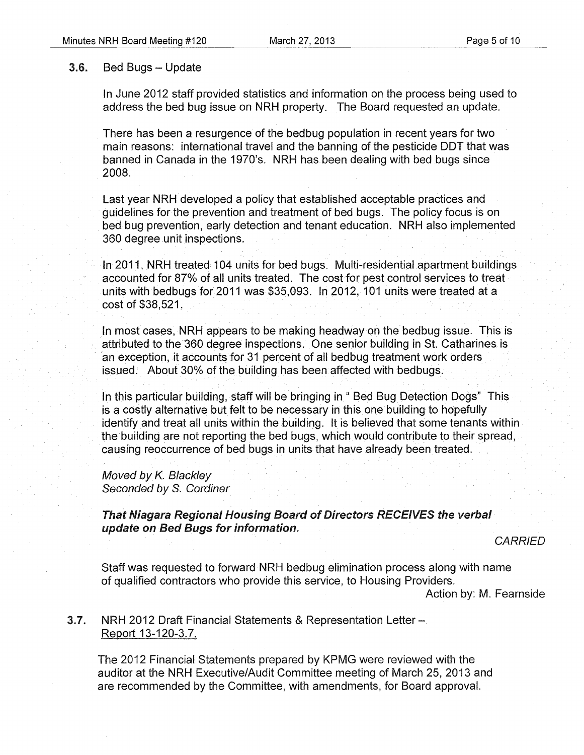### 3.6. Bed Bugs – Update

In June 2012 staff provided statistics and information on the process being used to address the bed bug issue on NRH property. The Board requested an update.

There has been a resurgence of the bedbug population in recent years for two main reasons: international travel and the banning of the pesticide DDT that was banned in Canada in the 1970's. NRH has been dealing with bed bugs since 2008.

Last year NRH developed a policy that established acceptable practices and guidelines for the prevention and treatment of bed bugs. The policy focus is on bed bug prevention, early detection and tenant education. NRH also implemented 360 degree unit inspections.

In 2011, NRH treated 104 units for bed bugs. Multi-residential apartment buildings accounted for 87% of all units treated. The cost for pest control services to treat units with bedbugs for 2011 was $35,093. In 2012, 101 units were treated at a cost of $38,521.

In most cases, NRH appears to be making headway on the bedbug issue. This is attributed to the 360 degree inspections. One senior building in St. Catharines is an exception, it accounts for 31 percent of all bedbug treatment work orders issued. About 30% of the building has been affected with bedbugs.

In this particular building, staff will be bringing in " Bed Bug Detection Dogs" This is a costly alternative but felt to be necessary in this one building to hopefully identify and treat all units within the building. It is believed that some tenants within the building are not reporting the bed bugs, which would contribute to their spread, causing reoccurrence of bed bugs in units that have already been treated.

*Moved by K. Blackley*
*Seconded by S. Cordiner*

***That Niagara Regional Housing Board of Directors RECEIVES the verbal update on Bed Bugs for information.***

*CARRIED*

Staff was requested to forward NRH bedbug elimination process along with name of qualified contractors who provide this service, to Housing Providers.

Action by: M. Fearnside

### 3.7. NRH 2012 Draft Financial Statements & Representation Letter – Report 13-120-3.7.

The 2012 Financial Statements prepared by KPMG were reviewed with the auditor at the NRH Executive/Audit Committee meeting of March 25, 2013 and are recommended by the Committee, with amendments, for Board approval.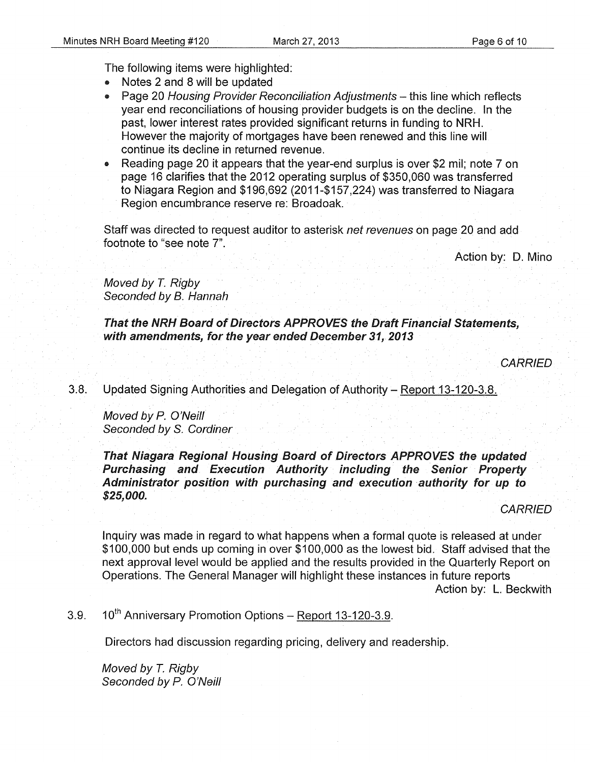The following items were highlighted:

- Notes 2 and 8 will be updated
- Page 20 *Housing Provider Reconciliation Adjustments* – this line which reflects year end reconciliations of housing provider budgets is on the decline. In the past, lower interest rates provided significant returns in funding to NRH. However the majority of mortgages have been renewed and this line will continue its decline in returned revenue.
- Reading page 20 it appears that the year-end surplus is over $2 mil; note 7 on page 16 clarifies that the 2012 operating surplus of $350,060 was transferred to Niagara Region and $196,692 (2011-$157,224) was transferred to Niagara Region encumbrance reserve re: Broadoak.

Staff was directed to request auditor to asterisk *net revenues* on page 20 and add footnote to "see note 7".

Action by: D. Mino

*Moved by T. Rigby*
*Seconded by B. Hannah*

***That the NRH Board of Directors APPROVES the Draft Financial Statements, with amendments, for the year ended December 31, 2013***

*CARRIED*

3.8. Updated Signing Authorities and Delegation of Authority – Report 13-120-3.8.

*Moved by P. O'Neill*
*Seconded by S. Cordiner*

***That Niagara Regional Housing Board of Directors APPROVES the updated Purchasing and Execution Authority including the Senior Property Administrator position with purchasing and execution authority for up to $25,000.***

*CARRIED*

Inquiry was made in regard to what happens when a formal quote is released at under $100,000 but ends up coming in over $100,000 as the lowest bid. Staff advised that the next approval level would be applied and the results provided in the Quarterly Report on Operations. The General Manager will highlight these instances in future reports

Action by: L. Beckwith

3.9. 10th Anniversary Promotion Options – Report 13-120-3.9.

Directors had discussion regarding pricing, delivery and readership.

*Moved by T. Rigby*
*Seconded by P. O'Neill*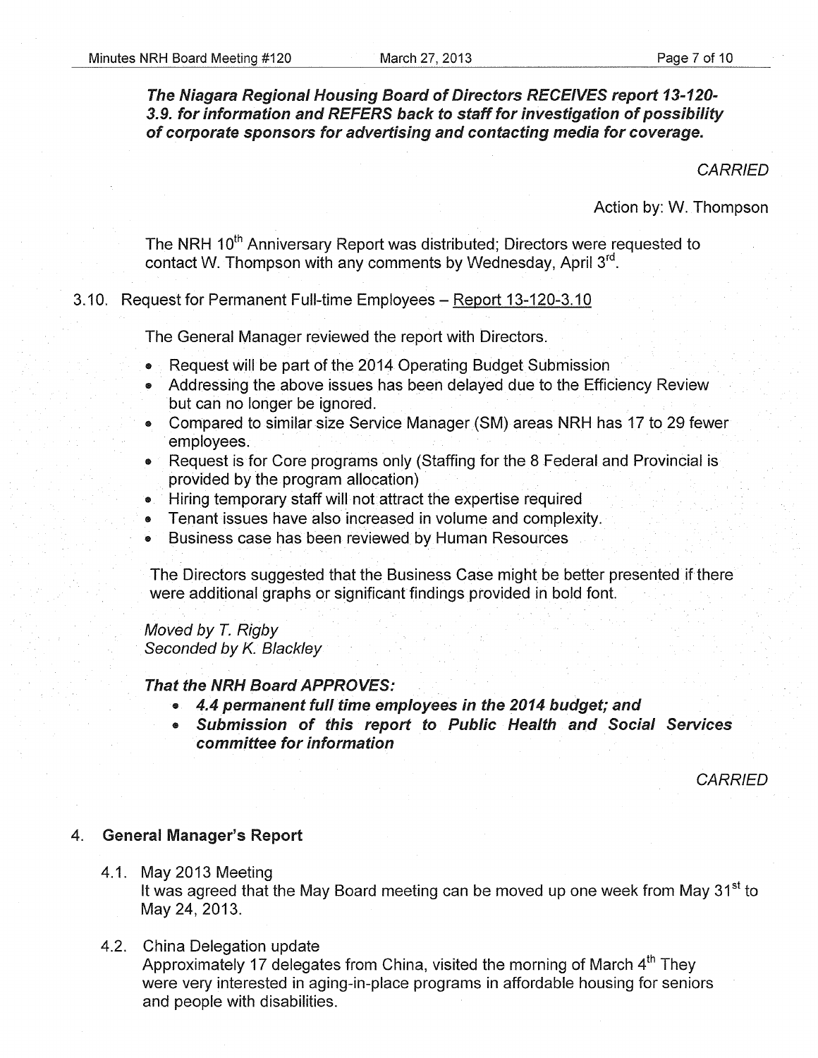***The Niagara Regional Housing Board of Directors RECEIVES report 13-120-3.9. for information and REFERS back to staff for investigation of possibility of corporate sponsors for advertising and contacting media for coverage.***

*CARRIED*

Action by: W. Thompson

The NRH 10th Anniversary Report was distributed; Directors were requested to contact W. Thompson with any comments by Wednesday, April 3rd.

3.10. Request for Permanent Full-time Employees – Report 13-120-3.10

The General Manager reviewed the report with Directors.

- Request will be part of the 2014 Operating Budget Submission
- Addressing the above issues has been delayed due to the Efficiency Review but can no longer be ignored.
- Compared to similar size Service Manager (SM) areas NRH has 17 to 29 fewer employees.
- Request is for Core programs only (Staffing for the 8 Federal and Provincial is provided by the program allocation)
- Hiring temporary staff will not attract the expertise required
- Tenant issues have also increased in volume and complexity.
- Business case has been reviewed by Human Resources

The Directors suggested that the Business Case might be better presented if there were additional graphs or significant findings provided in bold font.

*Moved by T. Rigby*
*Seconded by K. Blackley*

***That the NRH Board APPROVES:***

- ***4.4 permanent full time employees in the 2014 budget; and***
- ***Submission of this report to Public Health and Social Services committee for information***

*CARRIED*

## 4. General Manager's Report

4.1. May 2013 Meeting

It was agreed that the May Board meeting can be moved up one week from May 31st to May 24, 2013.

4.2. China Delegation update

Approximately 17 delegates from China, visited the morning of March 4th They were very interested in aging-in-place programs in affordable housing for seniors and people with disabilities.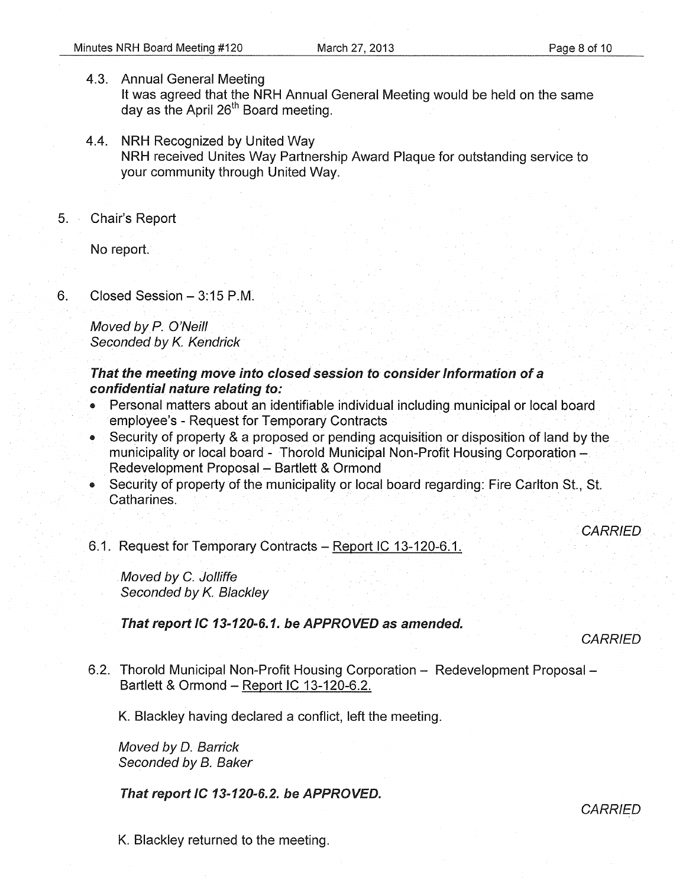4.3. Annual General Meeting
It was agreed that the NRH Annual General Meeting would be held on the same day as the April 26th Board meeting.

4.4. NRH Recognized by United Way
NRH received Unites Way Partnership Award Plaque for outstanding service to your community through United Way.

5. Chair's Report

No report.

6. Closed Session – 3:15 P.M.

*Moved by P. O'Neill*
*Seconded by K. Kendrick*

***That the meeting move into closed session to consider Information of a confidential nature relating to:***

- Personal matters about an identifiable individual including municipal or local board employee's - Request for Temporary Contracts
- Security of property & a proposed or pending acquisition or disposition of land by the municipality or local board - Thorold Municipal Non-Profit Housing Corporation – Redevelopment Proposal – Bartlett & Ormond
- Security of property of the municipality or local board regarding: Fire Carlton St., St. Catharines.

*CARRIED*

6.1. Request for Temporary Contracts – Report IC 13-120-6.1.

*Moved by C. Jolliffe*
*Seconded by K. Blackley*

***That report IC 13-120-6.1. be APPROVED as amended.***

*CARRIED*

6.2. Thorold Municipal Non-Profit Housing Corporation – Redevelopment Proposal – Bartlett & Ormond – Report IC 13-120-6.2.

K. Blackley having declared a conflict, left the meeting.

*Moved by D. Barrick*
*Seconded by B. Baker*

***That report IC 13-120-6.2. be APPROVED.***

*CARRIED*

K. Blackley returned to the meeting.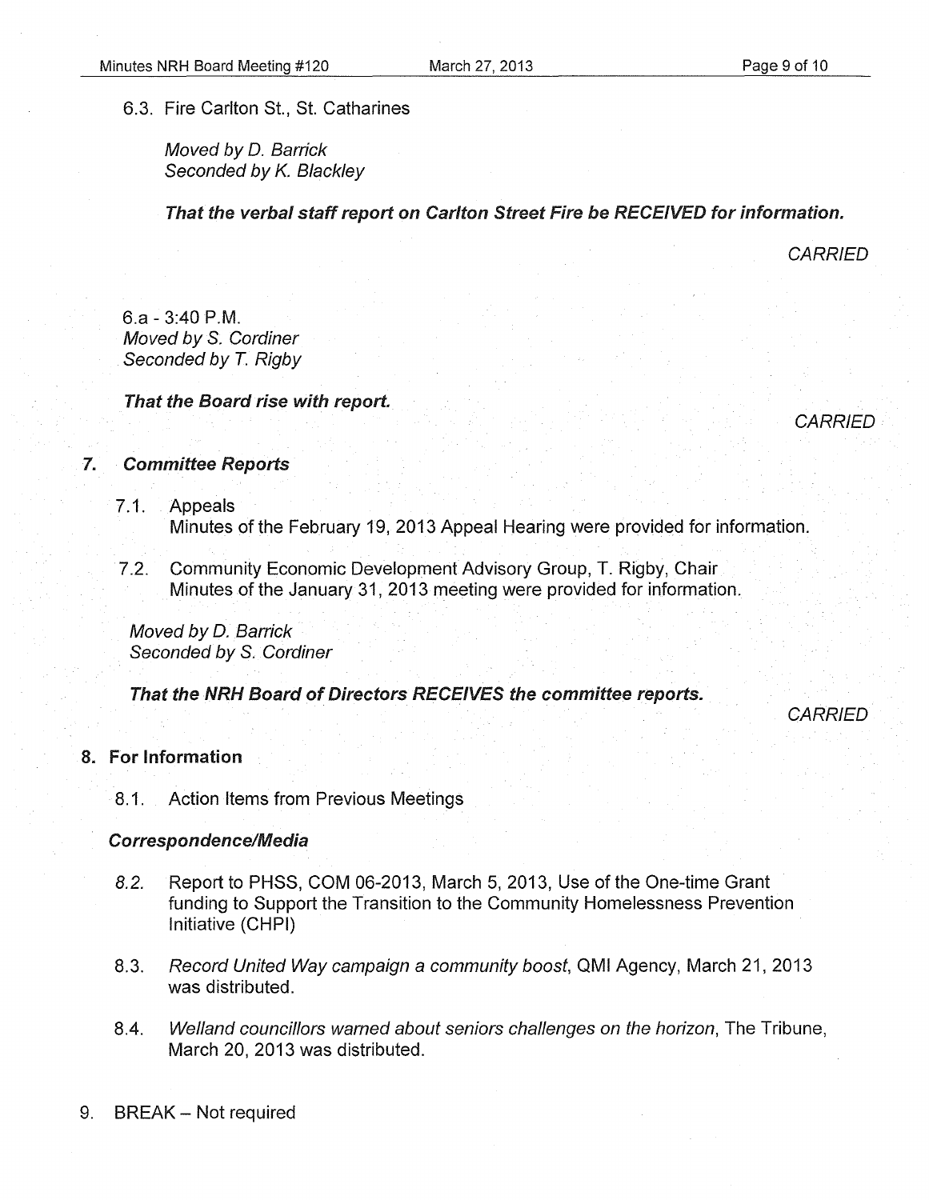6.3. Fire Carlton St., St. Catharines

*Moved by D. Barrick*
*Seconded by K. Blackley*

***That the verbal staff report on Carlton Street Fire be RECEIVED for information.***

*CARRIED*

6.a - 3:40 P.M.
*Moved by S. Cordiner*
*Seconded by T. Rigby*

***That the Board rise with report.***

*CARRIED*

## 7. *Committee Reports*

7.1. Appeals
Minutes of the February 19, 2013 Appeal Hearing were provided for information.

7.2. Community Economic Development Advisory Group, T. Rigby, Chair
Minutes of the January 31, 2013 meeting were provided for information.

*Moved by D. Barrick*
*Seconded by S. Cordiner*

***That the NRH Board of Directors RECEIVES the committee reports.***

*CARRIED*

## 8. For Information

8.1. Action Items from Previous Meetings

***Correspondence/Media***

*8.2.* Report to PHSS, COM 06-2013, March 5, 2013, Use of the One-time Grant funding to Support the Transition to the Community Homelessness Prevention Initiative (CHPI)

8.3. *Record United Way campaign a community boost*, QMI Agency, March 21, 2013 was distributed.

8.4. *Welland councillors warned about seniors challenges on the horizon*, The Tribune, March 20, 2013 was distributed.

9. BREAK – Not required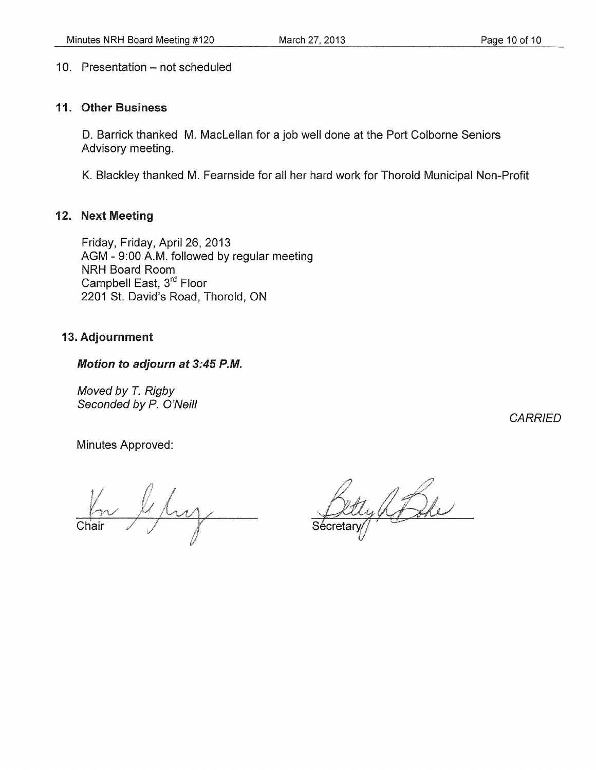10. Presentation – not scheduled

## 11. Other Business

D. Barrick thanked M. MacLellan for a job well done at the Port Colborne Seniors Advisory meeting.

K. Blackley thanked M. Fearnside for all her hard work for Thorold Municipal Non-Profit

## 12. Next Meeting

Friday, Friday, April 26, 2013
AGM - 9:00 A.M. followed by regular meeting
NRH Board Room
Campbell East, 3rd Floor
2201 St. David's Road, Thorold, ON

## 13. Adjournment

***Motion to adjourn at 3:45 P.M.***

*Moved by T. Rigby*
*Seconded by P. O'Neill*

*CARRIED*

Minutes Approved:

Chair

Secretary